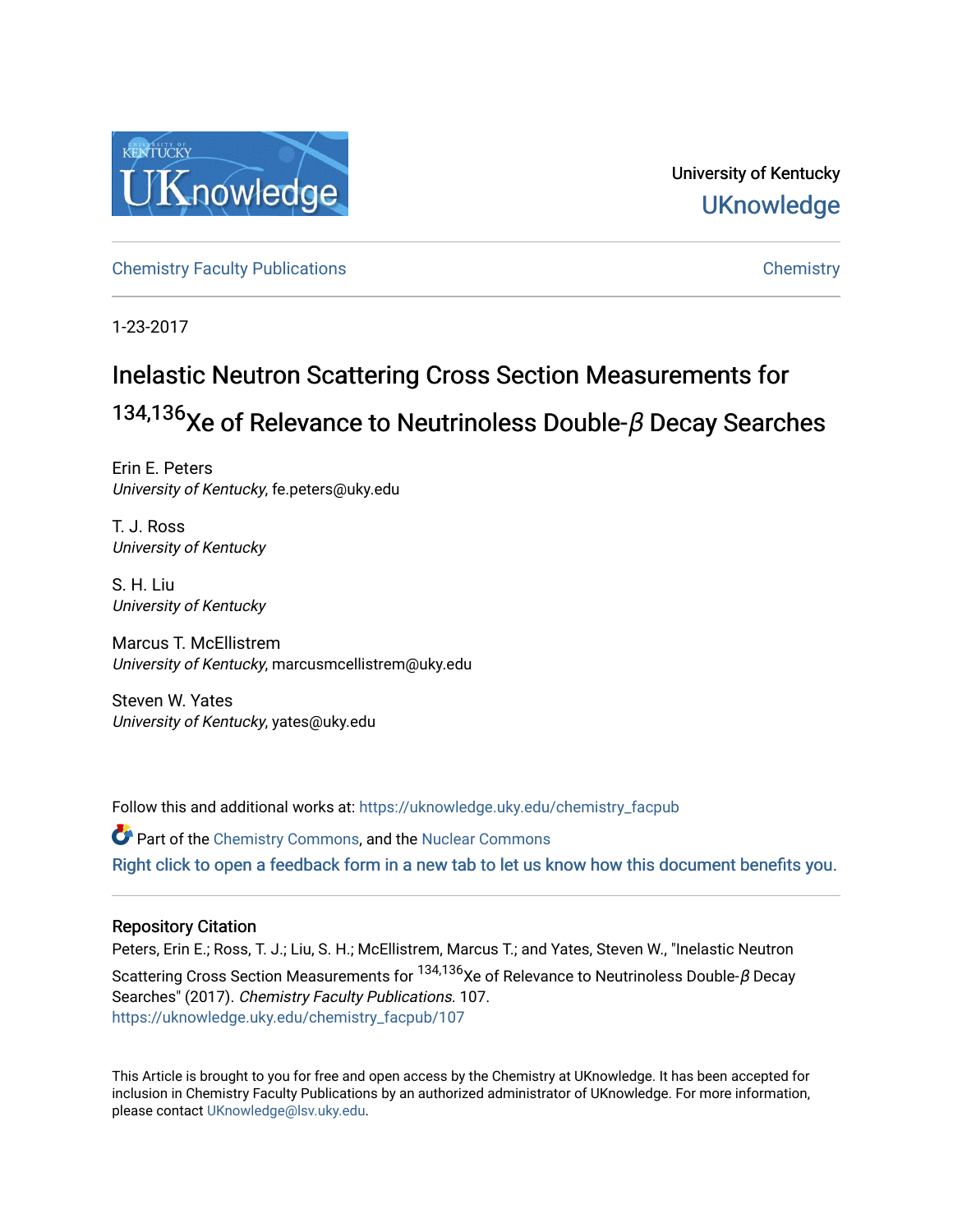University of Kentucky

UKnowledge

Chemistry Faculty Publications

Chemistry

1-23-2017

# Inelastic Neutron Scattering Cross Section Measurements for $^{134,136}$Xe of Relevance to Neutrinoless Double-$\beta$ Decay Searches

Erin E. Peters
*University of Kentucky*, fe.peters@uky.edu

T. J. Ross
*University of Kentucky*

S. H. Liu
*University of Kentucky*

Marcus T. McEllistrem
*University of Kentucky*, marcusmcellistrem@uky.edu

Steven W. Yates
*University of Kentucky*, yates@uky.edu

Follow this and additional works at: https://uknowledge.uky.edu/chemistry_facpub

Part of the Chemistry Commons, and the Nuclear Commons

Right click to open a feedback form in a new tab to let us know how this document benefits you.

## Repository Citation

Peters, Erin E.; Ross, T. J.; Liu, S. H.; McEllistrem, Marcus T.; and Yates, Steven W., "Inelastic Neutron Scattering Cross Section Measurements for $^{134,136}$Xe of Relevance to Neutrinoless Double-$\beta$ Decay Searches" (2017). *Chemistry Faculty Publications*. 107.
https://uknowledge.uky.edu/chemistry_facpub/107

This Article is brought to you for free and open access by the Chemistry at UKnowledge. It has been accepted for inclusion in Chemistry Faculty Publications by an authorized administrator of UKnowledge. For more information, please contact UKnowledge@lsv.uky.edu.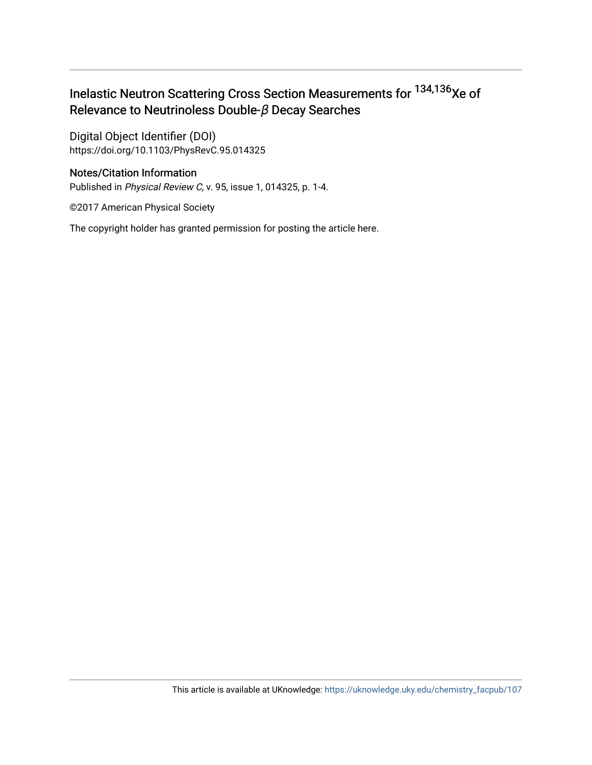# Inelastic Neutron Scattering Cross Section Measurements for $^{134,136}$Xe of Relevance to Neutrinoless Double-$\beta$ Decay Searches

Digital Object Identifier (DOI)
https://doi.org/10.1103/PhysRevC.95.014325

## Notes/Citation Information

Published in *Physical Review C*, v. 95, issue 1, 014325, p. 1-4.

©2017 American Physical Society

The copyright holder has granted permission for posting the article here.

This article is available at UKnowledge: https://uknowledge.uky.edu/chemistry_facpub/107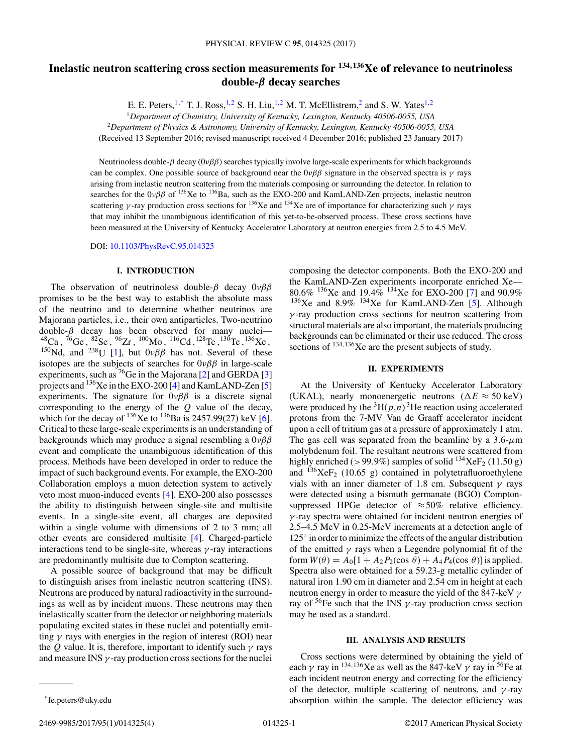# Inelastic neutron scattering cross section measurements for $^{134,136}$Xe of relevance to neutrinoless double-$\beta$ decay searches

E. E. Peters,[1,*] T. J. Ross,[1,2] S. H. Liu,[1,2] M. T. McEllistrem,[2] and S. W. Yates[1,2]

[1]*Department of Chemistry, University of Kentucky, Lexington, Kentucky 40506-0055, USA*
[2]*Department of Physics & Astronomy, University of Kentucky, Lexington, Kentucky 40506-0055, USA*

(Received 13 September 2016; revised manuscript received 4 December 2016; published 23 January 2017)

Neutrinoless double-$\beta$ decay ($0\nu\beta\beta$) searches typically involve large-scale experiments for which backgrounds can be complex. One possible source of background near the $0\nu\beta\beta$ signature in the observed spectra is $\gamma$ rays arising from inelastic neutron scattering from the materials composing or surrounding the detector. In relation to searches for the $0\nu\beta\beta$ of $^{136}$Xe to $^{136}$Ba, such as the EXO-200 and KamLAND-Zen projects, inelastic neutron scattering $\gamma$-ray production cross sections for $^{136}$Xe and $^{134}$Xe are of importance for characterizing such $\gamma$ rays that may inhibit the unambiguous identification of this yet-to-be-observed process. These cross sections have been measured at the University of Kentucky Accelerator Laboratory at neutron energies from 2.5 to 4.5 MeV.

DOI: 10.1103/PhysRevC.95.014325

## I. INTRODUCTION

The observation of neutrinoless double-$\beta$ decay $0\nu\beta\beta$ promises to be the best way to establish the absolute mass of the neutrino and to determine whether neutrinos are Majorana particles, i.e., their own antiparticles. Two-neutrino double-$\beta$ decay has been observed for many nuclei—$^{48}$Ca, $^{76}$Ge, $^{82}$Se, $^{96}$Zr, $^{100}$Mo, $^{116}$Cd, $^{128}$Te, $^{130}$Te, $^{136}$Xe, $^{150}$Nd, and $^{238}$U [1], but $0\nu\beta\beta$ has not. Several of these isotopes are the subjects of searches for $0\nu\beta\beta$ in large-scale experiments, such as $^{76}$Ge in the Majorana [2] and GERDA [3] projects and $^{136}$Xe in the EXO-200 [4] and KamLAND-Zen [5] experiments. The signature for $0\nu\beta\beta$ is a discrete signal corresponding to the energy of the $Q$ value of the decay, which for the decay of $^{136}$Xe to $^{136}$Ba is 2457.99(27) keV [6]. Critical to these large-scale experiments is an understanding of backgrounds which may produce a signal resembling a $0\nu\beta\beta$ event and complicate the unambiguous identification of this process. Methods have been developed in order to reduce the impact of such background events. For example, the EXO-200 Collaboration employs a muon detection system to actively veto most muon-induced events [4]. EXO-200 also possesses the ability to distinguish between single-site and multisite events. In a single-site event, all charges are deposited within a single volume with dimensions of 2 to 3 mm; all other events are considered multisite [4]. Charged-particle interactions tend to be single-site, whereas $\gamma$-ray interactions are predominantly multisite due to Compton scattering.

A possible source of background that may be difficult to distinguish arises from inelastic neutron scattering (INS). Neutrons are produced by natural radioactivity in the surroundings as well as by incident muons. These neutrons may then inelastically scatter from the detector or neighboring materials populating excited states in these nuclei and potentially emitting $\gamma$ rays with energies in the region of interest (ROI) near the $Q$ value. It is, therefore, important to identify such $\gamma$ rays and measure INS $\gamma$-ray production cross sections for the nuclei composing the detector components. Both the EXO-200 and the KamLAND-Zen experiments incorporate enriched Xe—80.6% $^{136}$Xe and 19.4% $^{134}$Xe for EXO-200 [7] and 90.9% $^{136}$Xe and 8.9% $^{134}$Xe for KamLAND-Zen [5]. Although $\gamma$-ray production cross sections for neutron scattering from structural materials are also important, the materials producing backgrounds can be eliminated or their use reduced. The cross sections of $^{134,136}$Xe are the present subjects of study.

## II. EXPERIMENTS

At the University of Kentucky Accelerator Laboratory (UKAL), nearly monoenergetic neutrons ($\Delta E \approx 50$ keV) were produced by the $^3$H$(p,n)^3$He reaction using accelerated protons from the 7-MV Van de Graaff accelerator incident upon a cell of tritium gas at a pressure of approximately 1 atm. The gas cell was separated from the beamline by a 3.6-$\mu$m molybdenum foil. The resultant neutrons were scattered from highly enriched (> 99.9%) samples of solid $^{134}$XeF$_2$ (11.50 g) and $^{136}$XeF$_2$ (10.65 g) contained in polytetrafluoroethylene vials with an inner diameter of 1.8 cm. Subsequent $\gamma$ rays were detected using a bismuth germanate (BGO) Compton-suppressed HPGe detector of $\approx$50% relative efficiency. $\gamma$-ray spectra were obtained for incident neutron energies of 2.5–4.5 MeV in 0.25-MeV increments at a detection angle of 125° in order to minimize the effects of the angular distribution of the emitted $\gamma$ rays when a Legendre polynomial fit of the form $W(\theta) = A_0[1 + A_2P_2(\cos\theta) + A_4P_4(\cos\theta)]$ is applied. Spectra also were obtained for a 59.23-g metallic cylinder of natural iron 1.90 cm in diameter and 2.54 cm in height at each neutron energy in order to measure the yield of the 847-keV $\gamma$ ray of $^{56}$Fe such that the INS $\gamma$-ray production cross section may be used as a standard.

## III. ANALYSIS AND RESULTS

Cross sections were determined by obtaining the yield of each $\gamma$ ray in $^{134,136}$Xe as well as the 847-keV $\gamma$ ray in $^{56}$Fe at each incident neutron energy and correcting for the efficiency of the detector, multiple scattering of neutrons, and $\gamma$-ray absorption within the sample. The detector efficiency was

*fe.peters@uky.edu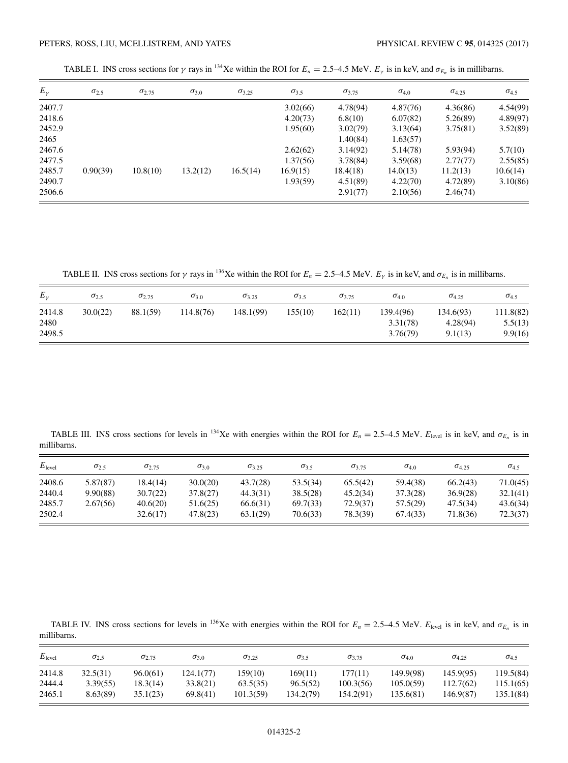TABLE I. INS cross sections for $\gamma$ rays in $^{134}$Xe within the ROI for $E_n = 2.5$–$4.5$ MeV. $E_\gamma$ is in keV, and $\sigma_{E_n}$ is in millibarns.

| $E_\gamma$ | $\sigma_{2.5}$ | $\sigma_{2.75}$ | $\sigma_{3.0}$ | $\sigma_{3.25}$ | $\sigma_{3.5}$ | $\sigma_{3.75}$ | $\sigma_{4.0}$ | $\sigma_{4.25}$ | $\sigma_{4.5}$ |
|---|---|---|---|---|---|---|---|---|---|
| 2407.7 | | | | | 3.02(66) | 4.78(94) | 4.87(76) | 4.36(86) | 4.54(99) |
| 2418.6 | | | | | 4.20(73) | 6.8(10) | 6.07(82) | 5.26(89) | 4.89(97) |
| 2452.9 | | | | | 1.95(60) | 3.02(79) | 3.13(64) | 3.75(81) | 3.52(89) |
| 2465 | | | | | | 1.40(84) | 1.63(57) | | |
| 2467.6 | | | | | 2.62(62) | 3.14(92) | 5.14(78) | 5.93(94) | 5.7(10) |
| 2477.5 | | | | | 1.37(56) | 3.78(84) | 3.59(68) | 2.77(77) | 2.55(85) |
| 2485.7 | 0.90(39) | 10.8(10) | 13.2(12) | 16.5(14) | 16.9(15) | 18.4(18) | 14.0(13) | 11.2(13) | 10.6(14) |
| 2490.7 | | | | | 1.93(59) | 4.51(89) | 4.22(70) | 4.72(89) | 3.10(86) |
| 2506.6 | | | | | | 2.91(77) | 2.10(56) | 2.46(74) | |

TABLE II. INS cross sections for $\gamma$ rays in $^{136}$Xe within the ROI for $E_n = 2.5$–$4.5$ MeV. $E_\gamma$ is in keV, and $\sigma_{E_n}$ is in millibarns.

| $E_\gamma$ | $\sigma_{2.5}$ | $\sigma_{2.75}$ | $\sigma_{3.0}$ | $\sigma_{3.25}$ | $\sigma_{3.5}$ | $\sigma_{3.75}$ | $\sigma_{4.0}$ | $\sigma_{4.25}$ | $\sigma_{4.5}$ |
|---|---|---|---|---|---|---|---|---|---|
| 2414.8 | 30.0(22) | 88.1(59) | 114.8(76) | 148.1(99) | 155(10) | 162(11) | 139.4(96) | 134.6(93) | 111.8(82) |
| 2480 | | | | | | | 3.31(78) | 4.28(94) | 5.5(13) |
| 2498.5 | | | | | | | 3.76(79) | 9.1(13) | 9.9(16) |

TABLE III. INS cross sections for levels in $^{134}$Xe with energies within the ROI for $E_n = 2.5$–$4.5$ MeV. $E_{\text{level}}$ is in keV, and $\sigma_{E_n}$ is in millibarns.

| $E_{\text{level}}$ | $\sigma_{2.5}$ | $\sigma_{2.75}$ | $\sigma_{3.0}$ | $\sigma_{3.25}$ | $\sigma_{3.5}$ | $\sigma_{3.75}$ | $\sigma_{4.0}$ | $\sigma_{4.25}$ | $\sigma_{4.5}$ |
|---|---|---|---|---|---|---|---|---|---|
| 2408.6 | 5.87(87) | 18.4(14) | 30.0(20) | 43.7(28) | 53.5(34) | 65.5(42) | 59.4(38) | 66.2(43) | 71.0(45) |
| 2440.4 | 9.90(88) | 30.7(22) | 37.8(27) | 44.3(31) | 38.5(28) | 45.2(34) | 37.3(28) | 36.9(28) | 32.1(41) |
| 2485.7 | 2.67(56) | 40.6(20) | 51.6(25) | 66.6(31) | 69.7(33) | 72.9(37) | 57.5(29) | 47.5(34) | 43.6(34) |
| 2502.4 | | 32.6(17) | 47.8(23) | 63.1(29) | 70.6(33) | 78.3(39) | 67.4(33) | 71.8(36) | 72.3(37) |

TABLE IV. INS cross sections for levels in $^{136}$Xe with energies within the ROI for $E_n = 2.5$–$4.5$ MeV. $E_{\text{level}}$ is in keV, and $\sigma_{E_n}$ is in millibarns.

| $E_{\text{level}}$ | $\sigma_{2.5}$ | $\sigma_{2.75}$ | $\sigma_{3.0}$ | $\sigma_{3.25}$ | $\sigma_{3.5}$ | $\sigma_{3.75}$ | $\sigma_{4.0}$ | $\sigma_{4.25}$ | $\sigma_{4.5}$ |
|---|---|---|---|---|---|---|---|---|---|
| 2414.8 | 32.5(31) | 96.0(61) | 124.1(77) | 159(10) | 169(11) | 177(11) | 149.9(98) | 145.9(95) | 119.5(84) |
| 2444.4 | 3.39(55) | 18.3(14) | 33.8(21) | 63.5(35) | 96.5(52) | 100.3(56) | 105.0(59) | 112.7(62) | 115.1(65) |
| 2465.1 | 8.63(89) | 35.1(23) | 69.8(41) | 101.3(59) | 134.2(79) | 154.2(91) | 135.6(81) | 146.9(87) | 135.1(84) |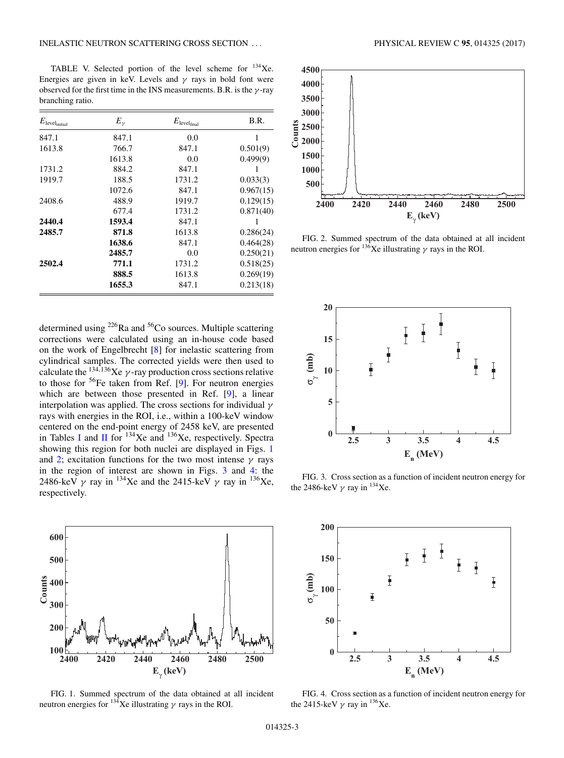TABLE V. Selected portion of the level scheme for $^{134}$Xe. Energies are given in keV. Levels and $\gamma$ rays in bold font were observed for the first time in the INS measurements. B.R. is the $\gamma$-ray branching ratio.

| $E_{\mathrm{level_{initial}}}$ | $E_\gamma$ | $E_{\mathrm{level_{final}}}$ | B.R. |
|---|---|---|---|
| 847.1 | 847.1 | 0.0 | 1 |
| 1613.8 | 766.7 | 847.1 | 0.501(9) |
| | 1613.8 | 0.0 | 0.499(9) |
| 1731.2 | 884.2 | 847.1 | 1 |
| 1919.7 | 188.5 | 1731.2 | 0.033(3) |
| | 1072.6 | 847.1 | 0.967(15) |
| 2408.6 | 488.9 | 1919.7 | 0.129(15) |
| | 677.4 | 1731.2 | 0.871(40) |
| **2440.4** | **1593.4** | 847.1 | 1 |
| **2485.7** | **871.8** | 1613.8 | 0.286(24) |
| | **1638.6** | 847.1 | 0.464(28) |
| | **2485.7** | 0.0 | 0.250(21) |
| **2502.4** | **771.1** | 1731.2 | 0.518(25) |
| | **888.5** | 1613.8 | 0.269(19) |
| | **1655.3** | 847.1 | 0.213(18) |

determined using $^{226}$Ra and $^{56}$Co sources. Multiple scattering corrections were calculated using an in-house code based on the work of Engelbrecht [8] for inelastic scattering from cylindrical samples. The corrected yields were then used to calculate the $^{134,136}$Xe $\gamma$-ray production cross sections relative to those for $^{56}$Fe taken from Ref. [9]. For neutron energies which are between those presented in Ref. [9], a linear interpolation was applied. The cross sections for individual $\gamma$ rays with energies in the ROI, i.e., within a 100-keV window centered on the end-point energy of 2458 keV, are presented in Tables I and II for $^{134}$Xe and $^{136}$Xe, respectively. Spectra showing this region for both nuclei are displayed in Figs. 1 and 2; excitation functions for the two most intense $\gamma$ rays in the region of interest are shown in Figs. 3 and 4: the 2486-keV $\gamma$ ray in $^{134}$Xe and the 2415-keV $\gamma$ ray in $^{136}$Xe, respectively.

FIG. 1. Summed spectrum of the data obtained at all incident neutron energies for $^{134}$Xe illustrating $\gamma$ rays in the ROI.

FIG. 2. Summed spectrum of the data obtained at all incident neutron energies for $^{136}$Xe illustrating $\gamma$ rays in the ROI.

FIG. 3. Cross section as a function of incident neutron energy for the 2486-keV $\gamma$ ray in $^{134}$Xe.

FIG. 4. Cross section as a function of incident neutron energy for the 2415-keV $\gamma$ ray in $^{136}$Xe.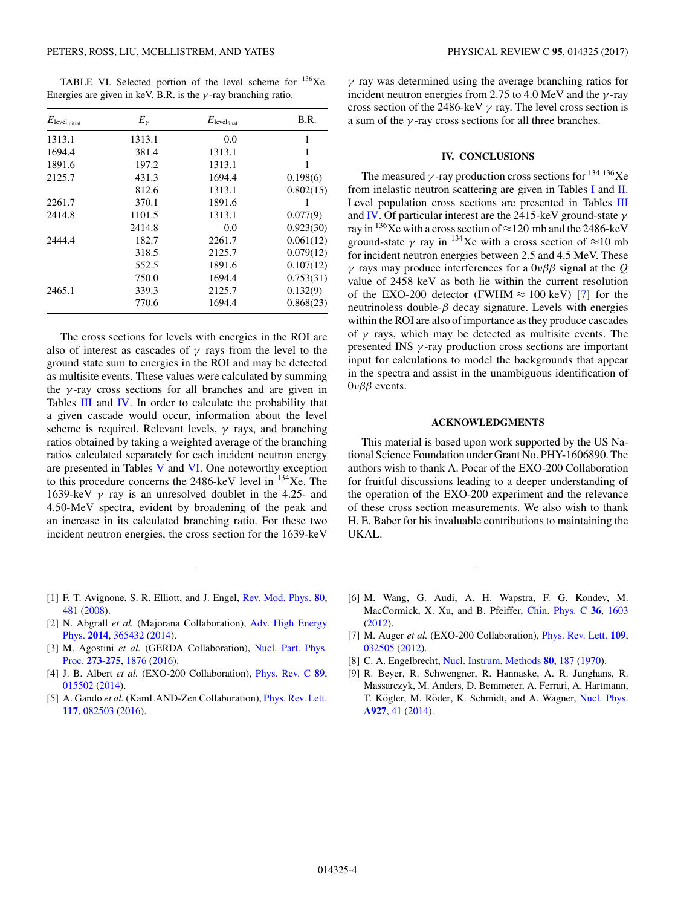TABLE VI. Selected portion of the level scheme for $^{136}$Xe. Energies are given in keV. B.R. is the $\gamma$-ray branching ratio.

| $E_{\text{level}_{\text{initial}}}$ | $E_\gamma$ | $E_{\text{level}_{\text{final}}}$ | B.R. |
|---|---|---|---|
| 1313.1 | 1313.1 | 0.0 | 1 |
| 1694.4 | 381.4 | 1313.1 | 1 |
| 1891.6 | 197.2 | 1313.1 | 1 |
| 2125.7 | 431.3 | 1694.4 | 0.198(6) |
| | 812.6 | 1313.1 | 0.802(15) |
| 2261.7 | 370.1 | 1891.6 | 1 |
| 2414.8 | 1101.5 | 1313.1 | 0.077(9) |
| | 2414.8 | 0.0 | 0.923(30) |
| 2444.4 | 182.7 | 2261.7 | 0.061(12) |
| | 318.5 | 2125.7 | 0.079(12) |
| | 552.5 | 1891.6 | 0.107(12) |
| | 750.0 | 1694.4 | 0.753(31) |
| 2465.1 | 339.3 | 2125.7 | 0.132(9) |
| | 770.6 | 1694.4 | 0.868(23) |

The cross sections for levels with energies in the ROI are also of interest as cascades of $\gamma$ rays from the level to the ground state sum to energies in the ROI and may be detected as multisite events. These values were calculated by summing the $\gamma$-ray cross sections for all branches and are given in Tables III and IV. In order to calculate the probability that a given cascade would occur, information about the level scheme is required. Relevant levels, $\gamma$ rays, and branching ratios obtained by taking a weighted average of the branching ratios calculated separately for each incident neutron energy are presented in Tables V and VI. One noteworthy exception to this procedure concerns the 2486-keV level in $^{134}$Xe. The 1639-keV $\gamma$ ray is an unresolved doublet in the 4.25- and 4.50-MeV spectra, evident by broadening of the peak and an increase in its calculated branching ratio. For these two incident neutron energies, the cross section for the 1639-keV $\gamma$ ray was determined using the average branching ratios for incident neutron energies from 2.75 to 4.0 MeV and the $\gamma$-ray cross section of the 2486-keV $\gamma$ ray. The level cross section is a sum of the $\gamma$-ray cross sections for all three branches.

## IV. CONCLUSIONS

The measured $\gamma$-ray production cross sections for $^{134,136}$Xe from inelastic neutron scattering are given in Tables I and II. Level population cross sections are presented in Tables III and IV. Of particular interest are the 2415-keV ground-state $\gamma$ ray in $^{136}$Xe with a cross section of $\approx$120 mb and the 2486-keV ground-state $\gamma$ ray in $^{134}$Xe with a cross section of $\approx$10 mb for incident neutron energies between 2.5 and 4.5 MeV. These $\gamma$ rays may produce interferences for a $0\nu\beta\beta$ signal at the $Q$ value of 2458 keV as both lie within the current resolution of the EXO-200 detector (FWHM $\approx$ 100 keV) [7] for the neutrinoless double-$\beta$ decay signature. Levels with energies within the ROI are also of importance as they produce cascades of $\gamma$ rays, which may be detected as multisite events. The presented INS $\gamma$-ray production cross sections are important input for calculations to model the backgrounds that appear in the spectra and assist in the unambiguous identification of $0\nu\beta\beta$ events.

## ACKNOWLEDGMENTS

This material is based upon work supported by the US National Science Foundation under Grant No. PHY-1606890. The authors wish to thank A. Pocar of the EXO-200 Collaboration for fruitful discussions leading to a deeper understanding of the operation of the EXO-200 experiment and the relevance of these cross section measurements. We also wish to thank H. E. Baber for his invaluable contributions to maintaining the UKAL.

[1] F. T. Avignone, S. R. Elliott, and J. Engel, Rev. Mod. Phys. **80**, 481 (2008).

[2] N. Abgrall *et al.* (Majorana Collaboration), Adv. High Energy Phys. **2014**, 365432 (2014).

[3] M. Agostini *et al.* (GERDA Collaboration), Nucl. Part. Phys. Proc. **273-275**, 1876 (2016).

[4] J. B. Albert *et al.* (EXO-200 Collaboration), Phys. Rev. C **89**, 015502 (2014).

[5] A. Gando *et al.* (KamLAND-Zen Collaboration), Phys. Rev. Lett. **117**, 082503 (2016).

[6] M. Wang, G. Audi, A. H. Wapstra, F. G. Kondev, M. MacCormick, X. Xu, and B. Pfeiffer, Chin. Phys. C **36**, 1603 (2012).

[7] M. Auger *et al.* (EXO-200 Collaboration), Phys. Rev. Lett. **109**, 032505 (2012).

[8] C. A. Engelbrecht, Nucl. Instrum. Methods **80**, 187 (1970).

[9] R. Beyer, R. Schwengner, R. Hannaske, A. R. Junghans, R. Massarczyk, M. Anders, D. Bemmerer, A. Ferrari, A. Hartmann, T. Kögler, M. Röder, K. Schmidt, and A. Wagner, Nucl. Phys. **A927**, 41 (2014).